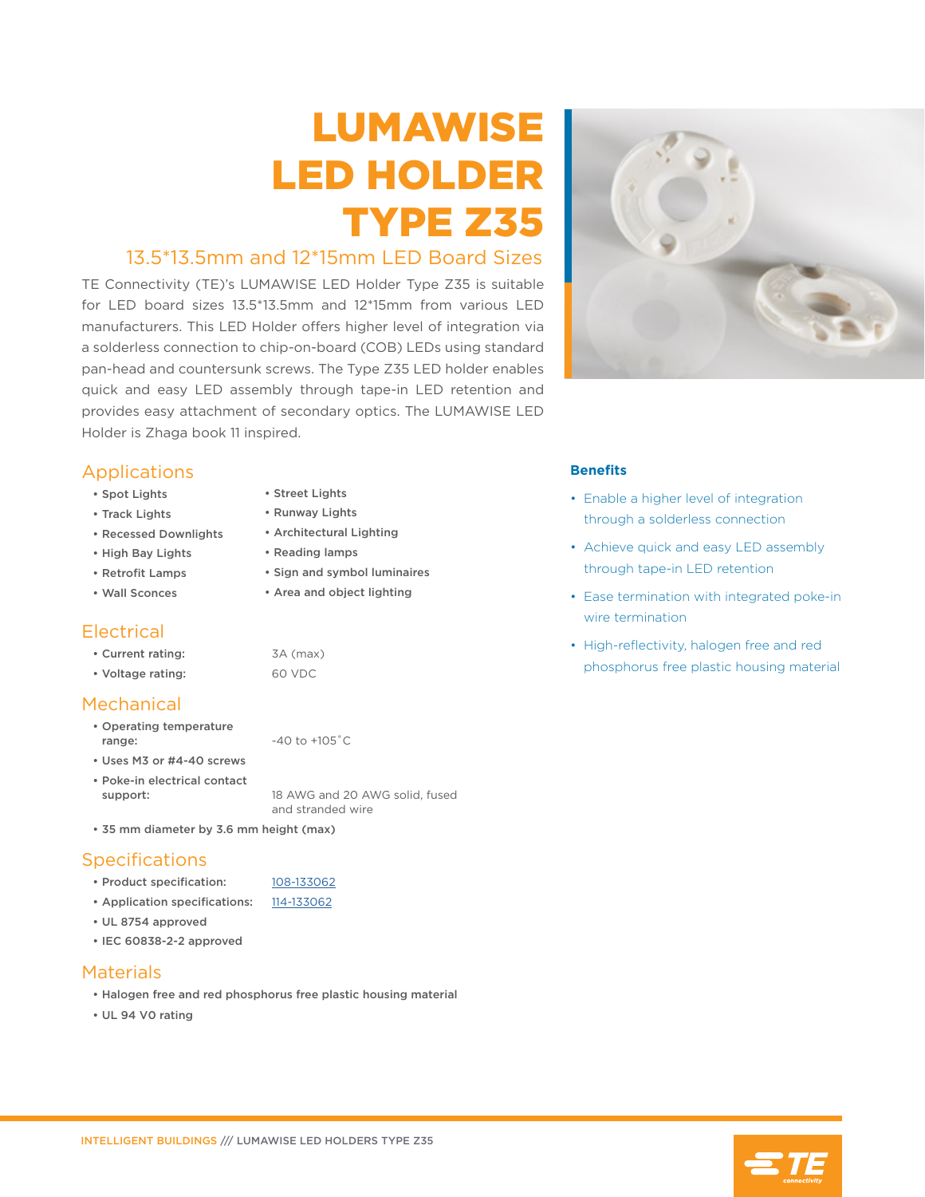# LUMAWISE LED HOLDER TYPE Z35

## 13.5*13.5mm and 12*15mm LED Board Sizes

TE Connectivity (TE)'s LUMAWISE LED Holder Type Z35 is suitable for LED board sizes 13.5*13.5mm and 12*15mm from various LED manufacturers. This LED Holder offers higher level of integration via a solderless connection to chip-on-board (COB) LEDs using standard pan-head and countersunk screws. The Type Z35 LED holder enables quick and easy LED assembly through tape-in LED retention and provides easy attachment of secondary optics. The LUMAWISE LED Holder is Zhaga book 11 inspired.

## Applications

- Spot Lights
- Track Lights
- Recessed Downlights
- High Bay Lights
- Retrofit Lamps
- Wall Sconces
- Street Lights
- Runway Lights
- Architectural Lighting
- Reading lamps
- Sign and symbol luminaires
- Area and object lighting

## Electrical

- **Current rating:** 3A (max)
- **Voltage rating:** 60 VDC

## Mechanical

- **Operating temperature range:** -40 to +105˚C
- **Uses M3 or #4-40 screws**
- **Poke-in electrical contact support:** 18 AWG and 20 AWG solid, fused and stranded wire
- **35 mm diameter by 3.6 mm height (max)**

## Specifications

- **Product specification:** 108-133062
- **Application specifications:** 114-133062
- **UL 8754 approved**
- **IEC 60838-2-2 approved**

## Materials

- **Halogen free and red phosphorus free plastic housing material**
- **UL 94 V0 rating**

### Benefits

- Enable a higher level of integration through a solderless connection
- Achieve quick and easy LED assembly through tape-in LED retention
- Ease termination with integrated poke-in wire termination
- High-reflectivity, halogen free and red phosphorus free plastic housing material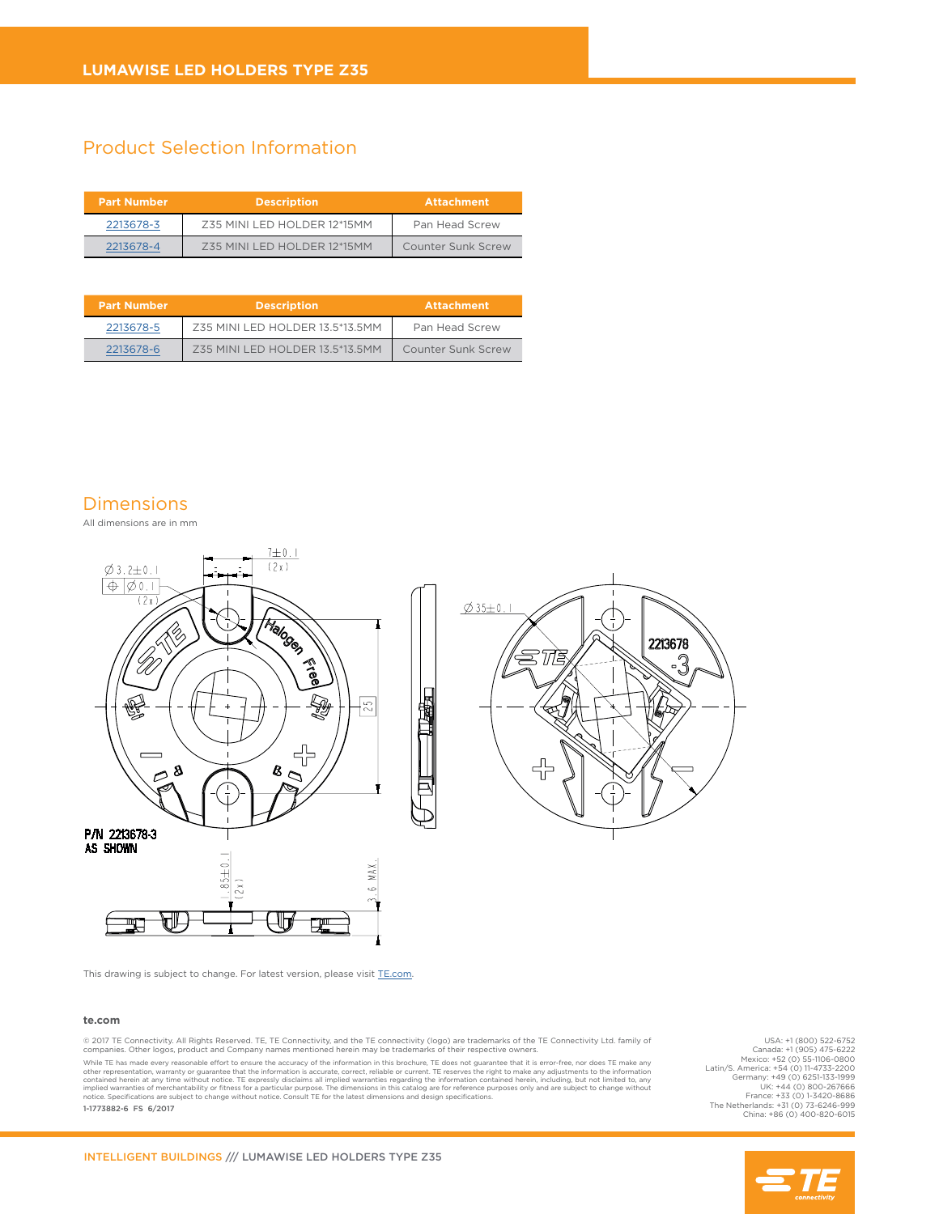# LUMAWISE LED HOLDERS TYPE Z35

## Product Selection Information

| Part Number | Description | Attachment |
|---|---|---|
| 2213678-3 | Z35 MINI LED HOLDER 12*15MM | Pan Head Screw |
| 2213678-4 | Z35 MINI LED HOLDER 12*15MM | Counter Sunk Screw |

| Part Number | Description | Attachment |
|---|---|---|
| 2213678-5 | Z35 MINI LED HOLDER 13.5*13.5MM | Pan Head Screw |
| 2213678-6 | Z35 MINI LED HOLDER 13.5*13.5MM | Counter Sunk Screw |

## Dimensions

All dimensions are in mm

Ø3.2±0.1
⊕ Ø0.1
(2x)
7±0.1
(2x)
25
Ø35±0.1
P/N 2213678-3
AS SHOWN
1.85±0.1
(2x)
3.6 MAX.

This drawing is subject to change. For latest version, please visit TE.com.

**te.com**

© 2017 TE Connectivity. All Rights Reserved. TE, TE Connectivity, and the TE connectivity (logo) are trademarks of the TE Connectivity Ltd. family of companies. Other logos, product and Company names mentioned herein may be trademarks of their respective owners.

While TE has made every reasonable effort to ensure the accuracy of the information in this brochure, TE does not guarantee that it is error-free, nor does TE make any other representation, warranty or guarantee that the information is accurate, correct, reliable or current. TE reserves the right to make any adjustments to the information contained herein at any time without notice. TE expressly disclaims all implied warranties regarding the information contained herein, including, but not limited to, any implied warranties of merchantability or fitness for a particular purpose. The dimensions in this catalog are for reference purposes only and are subject to change without notice. Specifications are subject to change without notice. Consult TE for the latest dimensions and design specifications.

1-1773882-6 FS 6/2017

USA: +1 (800) 522-6752
Canada: +1 (905) 475-6222
Mexico: +52 (0) 55-1106-0800
Latin/S. America: +54 (0) 11-4733-2200
Germany: +49 (0) 6251-133-1999
UK: +44 (0) 800-267666
France: +33 (0) 1-3420-8686
The Netherlands: +31 (0) 73-6246-999
China: +86 (0) 400-820-6015